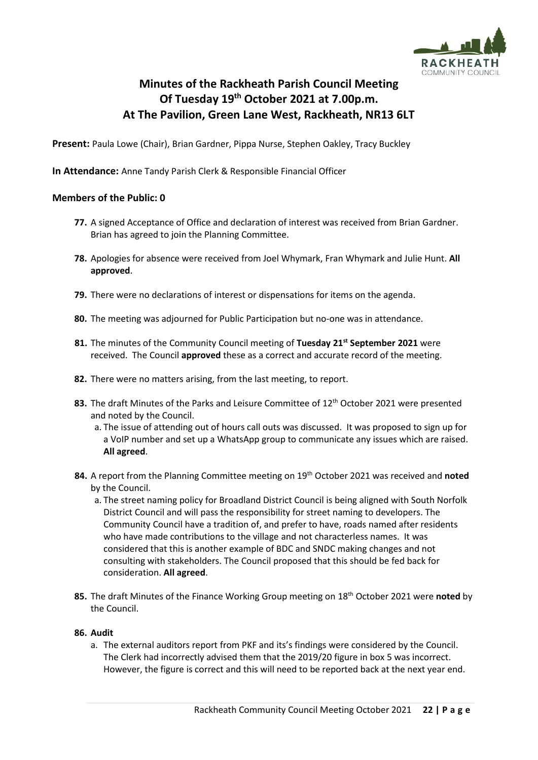# Minutes of the Rackheath Parish Council Meeting Of Tuesday 19th October 2021 at 7.00p.m. At The Pavilion, Green Lane West, Rackheath, NR13 6LT

**Present:** Paula Lowe (Chair), Brian Gardner, Pippa Nurse, Stephen Oakley, Tracy Buckley

**In Attendance:** Anne Tandy Parish Clerk & Responsible Financial Officer

**Members of the Public: 0**

**77.** A signed Acceptance of Office and declaration of interest was received from Brian Gardner. Brian has agreed to join the Planning Committee.

**78.** Apologies for absence were received from Joel Whymark, Fran Whymark and Julie Hunt. **All approved**.

**79.** There were no declarations of interest or dispensations for items on the agenda.

**80.** The meeting was adjourned for Public Participation but no-one was in attendance.

**81.** The minutes of the Community Council meeting of **Tuesday 21st September 2021** were received. The Council **approved** these as a correct and accurate record of the meeting.

**82.** There were no matters arising, from the last meeting, to report.

**83.** The draft Minutes of the Parks and Leisure Committee of 12th October 2021 were presented and noted by the Council.

   a. The issue of attending out of hours call outs was discussed. It was proposed to sign up for a VoIP number and set up a WhatsApp group to communicate any issues which are raised. **All agreed**.

**84.** A report from the Planning Committee meeting on 19th October 2021 was received and **noted** by the Council.

   a. The street naming policy for Broadland District Council is being aligned with South Norfolk District Council and will pass the responsibility for street naming to developers. The Community Council have a tradition of, and prefer to have, roads named after residents who have made contributions to the village and not characterless names. It was considered that this is another example of BDC and SNDC making changes and not consulting with stakeholders. The Council proposed that this should be fed back for consideration. **All agreed**.

**85.** The draft Minutes of the Finance Working Group meeting on 18th October 2021 were **noted** by the Council.

**86. Audit**

   a. The external auditors report from PKF and its's findings were considered by the Council. The Clerk had incorrectly advised them that the 2019/20 figure in box 5 was incorrect. However, the figure is correct and this will need to be reported back at the next year end.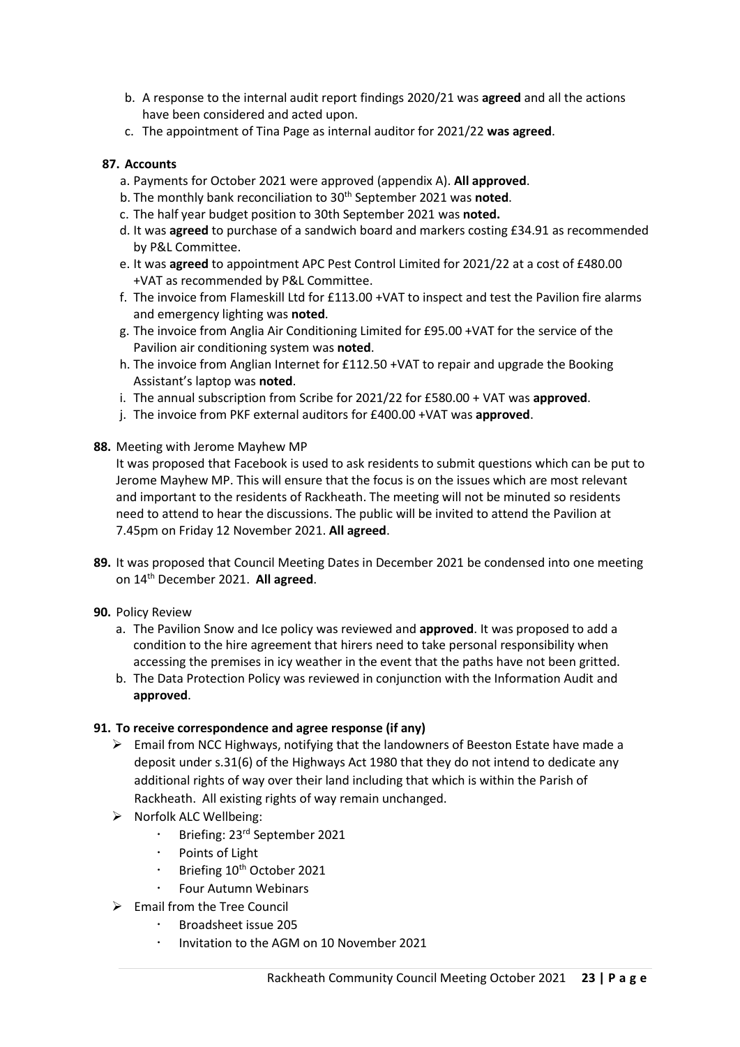b. A response to the internal audit report findings 2020/21 was **agreed** and all the actions have been considered and acted upon.
c. The appointment of Tina Page as internal auditor for 2021/22 **was agreed**.

**87. Accounts**

a. Payments for October 2021 were approved (appendix A). **All approved**.
b. The monthly bank reconciliation to 30th September 2021 was **noted**.
c. The half year budget position to 30th September 2021 was **noted.**
d. It was **agreed** to purchase of a sandwich board and markers costing £34.91 as recommended by P&L Committee.
e. It was **agreed** to appointment APC Pest Control Limited for 2021/22 at a cost of £480.00 +VAT as recommended by P&L Committee.
f. The invoice from Flameskill Ltd for £113.00 +VAT to inspect and test the Pavilion fire alarms and emergency lighting was **noted**.
g. The invoice from Anglia Air Conditioning Limited for £95.00 +VAT for the service of the Pavilion air conditioning system was **noted**.
h. The invoice from Anglian Internet for £112.50 +VAT to repair and upgrade the Booking Assistant's laptop was **noted**.
i. The annual subscription from Scribe for 2021/22 for £580.00 + VAT was **approved**.
j. The invoice from PKF external auditors for £400.00 +VAT was **approved**.

**88.** Meeting with Jerome Mayhew MP

It was proposed that Facebook is used to ask residents to submit questions which can be put to Jerome Mayhew MP. This will ensure that the focus is on the issues which are most relevant and important to the residents of Rackheath. The meeting will not be minuted so residents need to attend to hear the discussions. The public will be invited to attend the Pavilion at 7.45pm on Friday 12 November 2021. **All agreed**.

**89.** It was proposed that Council Meeting Dates in December 2021 be condensed into one meeting on 14th December 2021. **All agreed**.

**90.** Policy Review

a. The Pavilion Snow and Ice policy was reviewed and **approved**. It was proposed to add a condition to the hire agreement that hirers need to take personal responsibility when accessing the premises in icy weather in the event that the paths have not been gritted.
b. The Data Protection Policy was reviewed in conjunction with the Information Audit and **approved**.

**91. To receive correspondence and agree response (if any)**

- Email from NCC Highways, notifying that the landowners of Beeston Estate have made a deposit under s.31(6) of the Highways Act 1980 that they do not intend to dedicate any additional rights of way over their land including that which is within the Parish of Rackheath. All existing rights of way remain unchanged.
- Norfolk ALC Wellbeing:
  - Briefing: 23rd September 2021
  - Points of Light
  - Briefing 10th October 2021
  - Four Autumn Webinars
- Email from the Tree Council
  - Broadsheet issue 205
  - Invitation to the AGM on 10 November 2021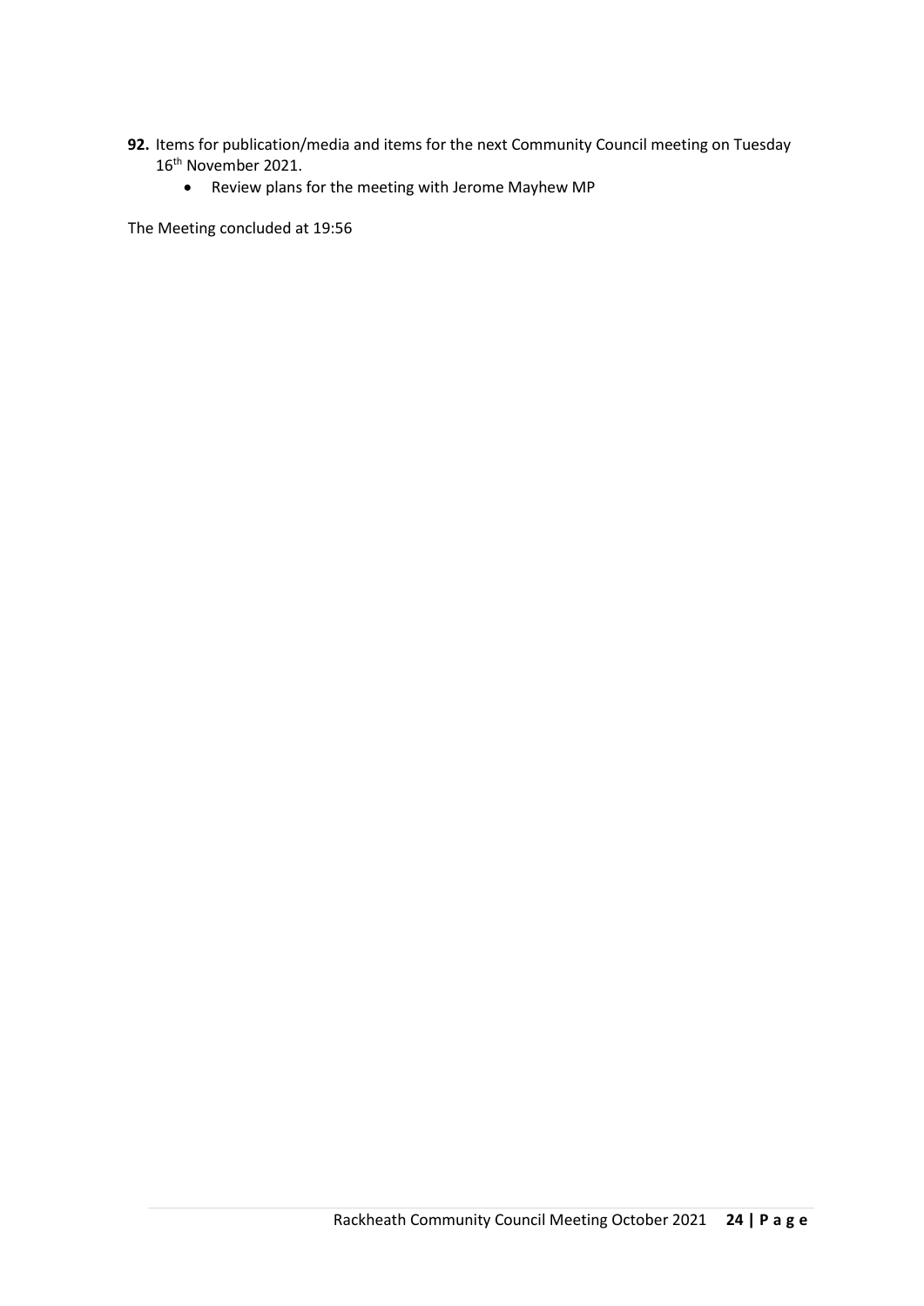**92.** Items for publication/media and items for the next Community Council meeting on Tuesday 16th November 2021.

- Review plans for the meeting with Jerome Mayhew MP

The Meeting concluded at 19:56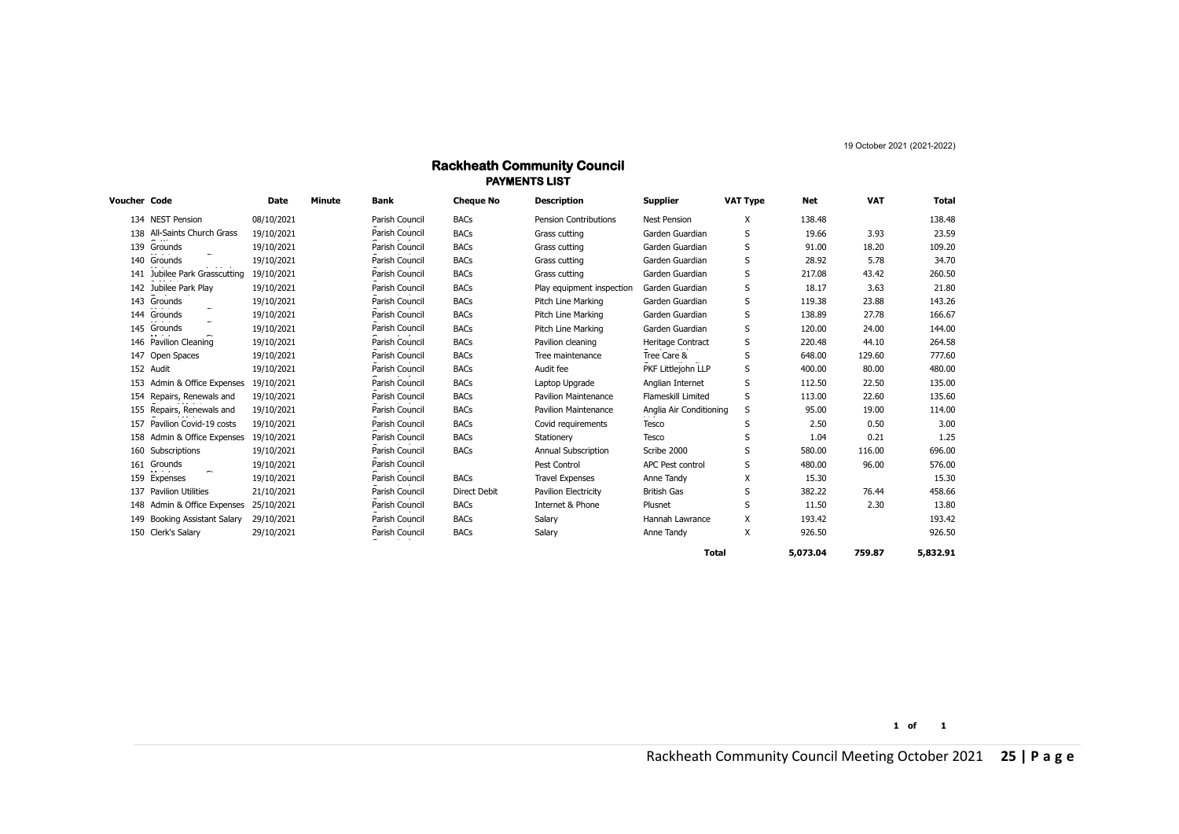19 October 2021 (2021-2022)

# Rackheath Community Council

## PAYMENTS LIST

| Voucher | Code | Date | Minute | Bank | Cheque No | Description | Supplier | VAT Type | Net | VAT | Total |
|---|---|---|---|---|---|---|---|---|---|---|---|
| 134 | NEST Pension | 08/10/2021 | | Parish Council | BACs | Pension Contributions | Nest Pension | X | 138.48 | | 138.48 |
| 138 | All-Saints Church Grass | 19/10/2021 | | Parish Council | BACs | Grass cutting | Garden Guardian | S | 19.66 | 3.93 | 23.59 |
| 139 | Grounds | 19/10/2021 | | Parish Council | BACs | Grass cutting | Garden Guardian | S | 91.00 | 18.20 | 109.20 |
| 140 | Grounds | 19/10/2021 | | Parish Council | BACs | Grass cutting | Garden Guardian | S | 28.92 | 5.78 | 34.70 |
| 141 | Jubilee Park Grasscutting | 19/10/2021 | | Parish Council | BACs | Grass cutting | Garden Guardian | S | 217.08 | 43.42 | 260.50 |
| 142 | Jubilee Park Play | 19/10/2021 | | Parish Council | BACs | Play equipment inspection | Garden Guardian | S | 18.17 | 3.63 | 21.80 |
| 143 | Grounds | 19/10/2021 | | Parish Council | BACs | Pitch Line Marking | Garden Guardian | S | 119.38 | 23.88 | 143.26 |
| 144 | Grounds | 19/10/2021 | | Parish Council | BACs | Pitch Line Marking | Garden Guardian | S | 138.89 | 27.78 | 166.67 |
| 145 | Grounds | 19/10/2021 | | Parish Council | BACs | Pitch Line Marking | Garden Guardian | S | 120.00 | 24.00 | 144.00 |
| 146 | Pavilion Cleaning | 19/10/2021 | | Parish Council | BACs | Pavilion cleaning | Heritage Contract | S | 220.48 | 44.10 | 264.58 |
| 147 | Open Spaces | 19/10/2021 | | Parish Council | BACs | Tree maintenance | Tree Care & | S | 648.00 | 129.60 | 777.60 |
| 152 | Audit | 19/10/2021 | | Parish Council | BACs | Audit fee | PKF Littlejohn LLP | S | 400.00 | 80.00 | 480.00 |
| 153 | Admin & Office Expenses | 19/10/2021 | | Parish Council | BACs | Laptop Upgrade | Anglian Internet | S | 112.50 | 22.50 | 135.00 |
| 154 | Repairs, Renewals and | 19/10/2021 | | Parish Council | BACs | Pavilion Maintenance | Flameskill Limited | S | 113.00 | 22.60 | 135.60 |
| 155 | Repairs, Renewals and | 19/10/2021 | | Parish Council | BACs | Pavilion Maintenance | Anglia Air Conditioning | S | 95.00 | 19.00 | 114.00 |
| 157 | Pavilion Covid-19 costs | 19/10/2021 | | Parish Council | BACs | Covid requirements | Tesco | S | 2.50 | 0.50 | 3.00 |
| 158 | Admin & Office Expenses | 19/10/2021 | | Parish Council | BACs | Stationery | Tesco | S | 1.04 | 0.21 | 1.25 |
| 160 | Subscriptions | 19/10/2021 | | Parish Council | BACs | Annual Subscription | Scribe 2000 | S | 580.00 | 116.00 | 696.00 |
| 161 | Grounds | 19/10/2021 | | Parish Council | | Pest Control | APC Pest control | S | 480.00 | 96.00 | 576.00 |
| 159 | Expenses | 19/10/2021 | | Parish Council | BACs | Travel Expenses | Anne Tandy | X | 15.30 | | 15.30 |
| 137 | Pavilion Utilities | 21/10/2021 | | Parish Council | Direct Debit | Pavilion Electricity | British Gas | S | 382.22 | 76.44 | 458.66 |
| 148 | Admin & Office Expenses | 25/10/2021 | | Parish Council | BACs | Internet & Phone | Plusnet | S | 11.50 | 2.30 | 13.80 |
| 149 | Booking Assistant Salary | 29/10/2021 | | Parish Council | BACs | Salary | Hannah Lawrance | X | 193.42 | | 193.42 |
| 150 | Clerk's Salary | 29/10/2021 | | Parish Council | BACs | Salary | Anne Tandy | X | 926.50 | | 926.50 |
| | | | | | | | **Total** | | **5,073.04** | **759.87** | **5,832.91** |